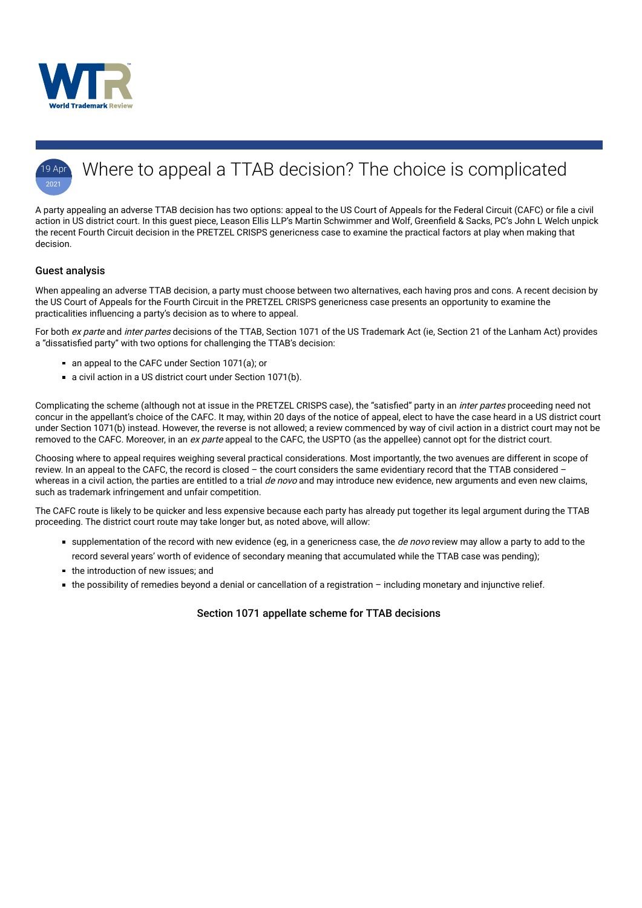# Where to appeal a TTAB decision? The choice is complicated

19 Apr 2021

A party appealing an adverse TTAB decision has two options: appeal to the US Court of Appeals for the Federal Circuit (CAFC) or file a civil action in US district court. In this guest piece, Leason Ellis LLP's Martin Schwimmer and Wolf, Greenfield & Sacks, PC's John L Welch unpick the recent Fourth Circuit decision in the PRETZEL CRISPS genericness case to examine the practical factors at play when making that decision.

## Guest analysis

When appealing an adverse TTAB decision, a party must choose between two alternatives, each having pros and cons. A recent decision by the US Court of Appeals for the Fourth Circuit in the PRETZEL CRISPS genericness case presents an opportunity to examine the practicalities influencing a party's decision as to where to appeal.

For both *ex parte* and *inter partes* decisions of the TTAB, Section 1071 of the US Trademark Act (ie, Section 21 of the Lanham Act) provides a "dissatisfied party" with two options for challenging the TTAB's decision:

- an appeal to the CAFC under Section 1071(a); or
- a civil action in a US district court under Section 1071(b).

Complicating the scheme (although not at issue in the PRETZEL CRISPS case), the "satisfied" party in an *inter partes* proceeding need not concur in the appellant's choice of the CAFC. It may, within 20 days of the notice of appeal, elect to have the case heard in a US district court under Section 1071(b) instead. However, the reverse is not allowed; a review commenced by way of civil action in a district court may not be removed to the CAFC. Moreover, in an *ex parte* appeal to the CAFC, the USPTO (as the appellee) cannot opt for the district court.

Choosing where to appeal requires weighing several practical considerations. Most importantly, the two avenues are different in scope of review. In an appeal to the CAFC, the record is closed – the court considers the same evidentiary record that the TTAB considered – whereas in a civil action, the parties are entitled to a trial *de novo* and may introduce new evidence, new arguments and even new claims, such as trademark infringement and unfair competition.

The CAFC route is likely to be quicker and less expensive because each party has already put together its legal argument during the TTAB proceeding. The district court route may take longer but, as noted above, will allow:

- supplementation of the record with new evidence (eg, in a genericness case, the *de novo* review may allow a party to add to the record several years' worth of evidence of secondary meaning that accumulated while the TTAB case was pending);
- the introduction of new issues; and
- the possibility of remedies beyond a denial or cancellation of a registration – including monetary and injunctive relief.

### Section 1071 appellate scheme for TTAB decisions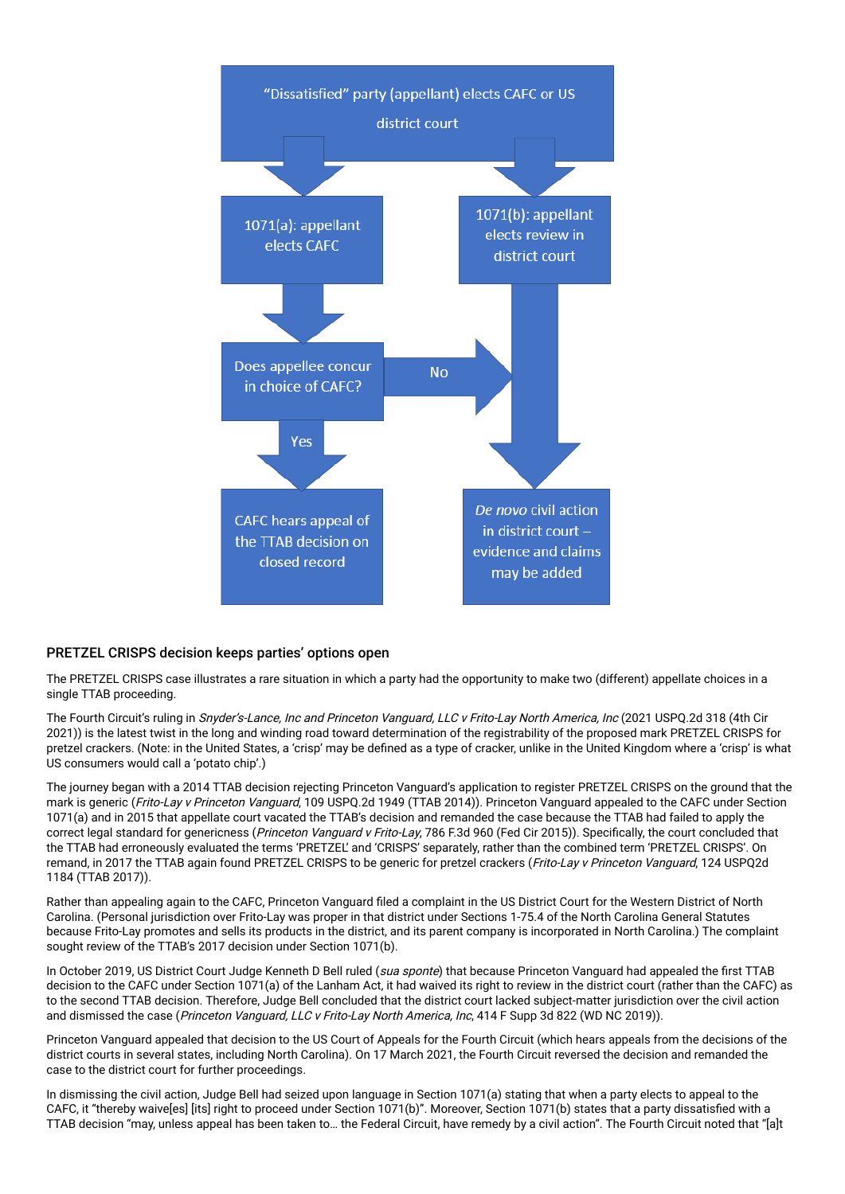"Dissatisfied" party (appellant) elects CAFC or US district court

1071(a): appellant elects CAFC

1071(b): appellant elects review in district court

Does appellee concur in choice of CAFC?

No

Yes

CAFC hears appeal of the TTAB decision on closed record

*De novo* civil action in district court – evidence and claims may be added

## PRETZEL CRISPS decision keeps parties' options open

The PRETZEL CRISPS case illustrates a rare situation in which a party had the opportunity to make two (different) appellate choices in a single TTAB proceeding.

The Fourth Circuit's ruling in *Snyder's-Lance, Inc and Princeton Vanguard, LLC v Frito-Lay North America, Inc* (2021 USPQ.2d 318 (4th Cir 2021)) is the latest twist in the long and winding road toward determination of the registrability of the proposed mark PRETZEL CRISPS for pretzel crackers. (Note: in the United States, a 'crisp' may be defined as a type of cracker, unlike in the United Kingdom where a 'crisp' is what US consumers would call a 'potato chip'.)

The journey began with a 2014 TTAB decision rejecting Princeton Vanguard's application to register PRETZEL CRISPS on the ground that the mark is generic (*Frito-Lay v Princeton Vanguard*, 109 USPQ.2d 1949 (TTAB 2014)). Princeton Vanguard appealed to the CAFC under Section 1071(a) and in 2015 that appellate court vacated the TTAB's decision and remanded the case because the TTAB had failed to apply the correct legal standard for genericness (*Princeton Vanguard v Frito-Lay*, 786 F.3d 960 (Fed Cir 2015)). Specifically, the court concluded that the TTAB had erroneously evaluated the terms 'PRETZEL' and 'CRISPS' separately, rather than the combined term 'PRETZEL CRISPS'. On remand, in 2017 the TTAB again found PRETZEL CRISPS to be generic for pretzel crackers (*Frito-Lay v Princeton Vanguard*, 124 USPQ2d 1184 (TTAB 2017)).

Rather than appealing again to the CAFC, Princeton Vanguard filed a complaint in the US District Court for the Western District of North Carolina. (Personal jurisdiction over Frito-Lay was proper in that district under Sections 1-75.4 of the North Carolina General Statutes because Frito-Lay promotes and sells its products in the district, and its parent company is incorporated in North Carolina.) The complaint sought review of the TTAB's 2017 decision under Section 1071(b).

In October 2019, US District Court Judge Kenneth D Bell ruled (*sua sponte*) that because Princeton Vanguard had appealed the first TTAB decision to the CAFC under Section 1071(a) of the Lanham Act, it had waived its right to review in the district court (rather than the CAFC) as to the second TTAB decision. Therefore, Judge Bell concluded that the district court lacked subject-matter jurisdiction over the civil action and dismissed the case (*Princeton Vanguard, LLC v Frito-Lay North America, Inc*, 414 F Supp 3d 822 (WD NC 2019)).

Princeton Vanguard appealed that decision to the US Court of Appeals for the Fourth Circuit (which hears appeals from the decisions of the district courts in several states, including North Carolina). On 17 March 2021, the Fourth Circuit reversed the decision and remanded the case to the district court for further proceedings.

In dismissing the civil action, Judge Bell had seized upon language in Section 1071(a) stating that when a party elects to appeal to the CAFC, it "thereby waive[es] [its] right to proceed under Section 1071(b)". Moreover, Section 1071(b) states that a party dissatisfied with a TTAB decision "may, unless appeal has been taken to… the Federal Circuit, have remedy by a civil action". The Fourth Circuit noted that "[a]t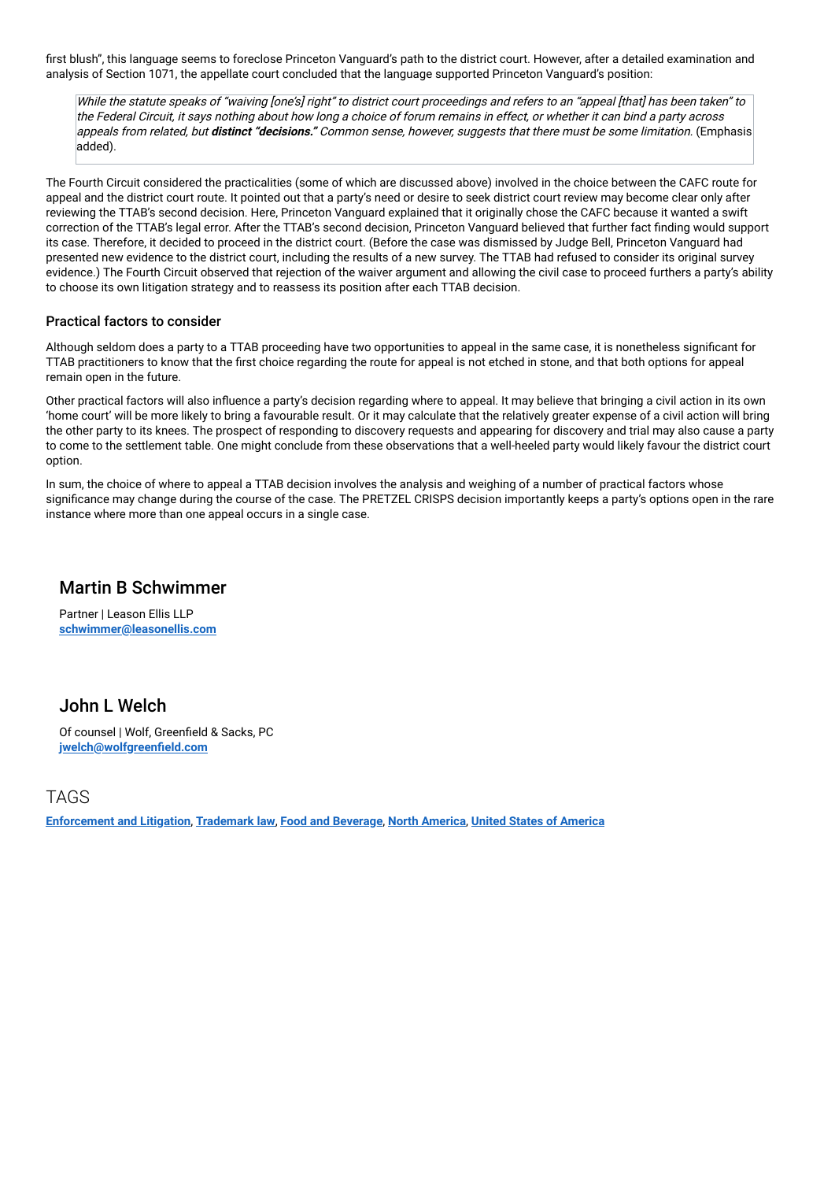first blush", this language seems to foreclose Princeton Vanguard's path to the district court. However, after a detailed examination and analysis of Section 1071, the appellate court concluded that the language supported Princeton Vanguard's position:

> *While the statute speaks of "waiving [one's] right" to district court proceedings and refers to an "appeal [that] has been taken" to the Federal Circuit, it says nothing about how long a choice of forum remains in effect, or whether it can bind a party across appeals from related, but* ***distinct "decisions."*** *Common sense, however, suggests that there must be some limitation.* (Emphasis added).

The Fourth Circuit considered the practicalities (some of which are discussed above) involved in the choice between the CAFC route for appeal and the district court route. It pointed out that a party's need or desire to seek district court review may become clear only after reviewing the TTAB's second decision. Here, Princeton Vanguard explained that it originally chose the CAFC because it wanted a swift correction of the TTAB's legal error. After the TTAB's second decision, Princeton Vanguard believed that further fact finding would support its case. Therefore, it decided to proceed in the district court. (Before the case was dismissed by Judge Bell, Princeton Vanguard had presented new evidence to the district court, including the results of a new survey. The TTAB had refused to consider its original survey evidence.) The Fourth Circuit observed that rejection of the waiver argument and allowing the civil case to proceed furthers a party's ability to choose its own litigation strategy and to reassess its position after each TTAB decision.

### Practical factors to consider

Although seldom does a party to a TTAB proceeding have two opportunities to appeal in the same case, it is nonetheless significant for TTAB practitioners to know that the first choice regarding the route for appeal is not etched in stone, and that both options for appeal remain open in the future.

Other practical factors will also influence a party's decision regarding where to appeal. It may believe that bringing a civil action in its own 'home court' will be more likely to bring a favourable result. Or it may calculate that the relatively greater expense of a civil action will bring the other party to its knees. The prospect of responding to discovery requests and appearing for discovery and trial may also cause a party to come to the settlement table. One might conclude from these observations that a well-heeled party would likely favour the district court option.

In sum, the choice of where to appeal a TTAB decision involves the analysis and weighing of a number of practical factors whose significance may change during the course of the case. The PRETZEL CRISPS decision importantly keeps a party's options open in the rare instance where more than one appeal occurs in a single case.

## Martin B Schwimmer

Partner | Leason Ellis LLP
**schwimmer@leasonellis.com**

## John L Welch

Of counsel | Wolf, Greenfield & Sacks, PC
**jwelch@wolfgreenfield.com**

## TAGS

**Enforcement and Litigation**, **Trademark law**, **Food and Beverage**, **North America**, **United States of America**